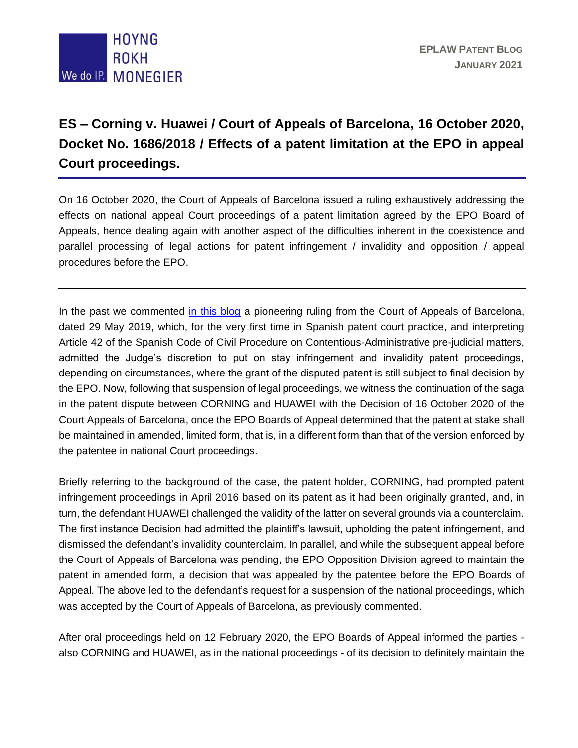# ES – Corning v. Huawei / Court of Appeals of Barcelona, 16 October 2020, Docket No. 1686/2018 / Effects of a patent limitation at the EPO in appeal Court proceedings.

On 16 October 2020, the Court of Appeals of Barcelona issued a ruling exhaustively addressing the effects on national appeal Court proceedings of a patent limitation agreed by the EPO Board of Appeals, hence dealing again with another aspect of the difficulties inherent in the coexistence and parallel processing of legal actions for patent infringement / invalidity and opposition / appeal procedures before the EPO.

---

In the past we commented in this blog a pioneering ruling from the Court of Appeals of Barcelona, dated 29 May 2019, which, for the very first time in Spanish patent court practice, and interpreting Article 42 of the Spanish Code of Civil Procedure on Contentious-Administrative pre-judicial matters, admitted the Judge's discretion to put on stay infringement and invalidity patent proceedings, depending on circumstances, where the grant of the disputed patent is still subject to final decision by the EPO. Now, following that suspension of legal proceedings, we witness the continuation of the saga in the patent dispute between CORNING and HUAWEI with the Decision of 16 October 2020 of the Court Appeals of Barcelona, once the EPO Boards of Appeal determined that the patent at stake shall be maintained in amended, limited form, that is, in a different form than that of the version enforced by the patentee in national Court proceedings.

Briefly referring to the background of the case, the patent holder, CORNING, had prompted patent infringement proceedings in April 2016 based on its patent as it had been originally granted, and, in turn, the defendant HUAWEI challenged the validity of the latter on several grounds via a counterclaim. The first instance Decision had admitted the plaintiff's lawsuit, upholding the patent infringement, and dismissed the defendant's invalidity counterclaim. In parallel, and while the subsequent appeal before the Court of Appeals of Barcelona was pending, the EPO Opposition Division agreed to maintain the patent in amended form, a decision that was appealed by the patentee before the EPO Boards of Appeal. The above led to the defendant's request for a suspension of the national proceedings, which was accepted by the Court of Appeals of Barcelona, as previously commented.

After oral proceedings held on 12 February 2020, the EPO Boards of Appeal informed the parties - also CORNING and HUAWEI, as in the national proceedings - of its decision to definitely maintain the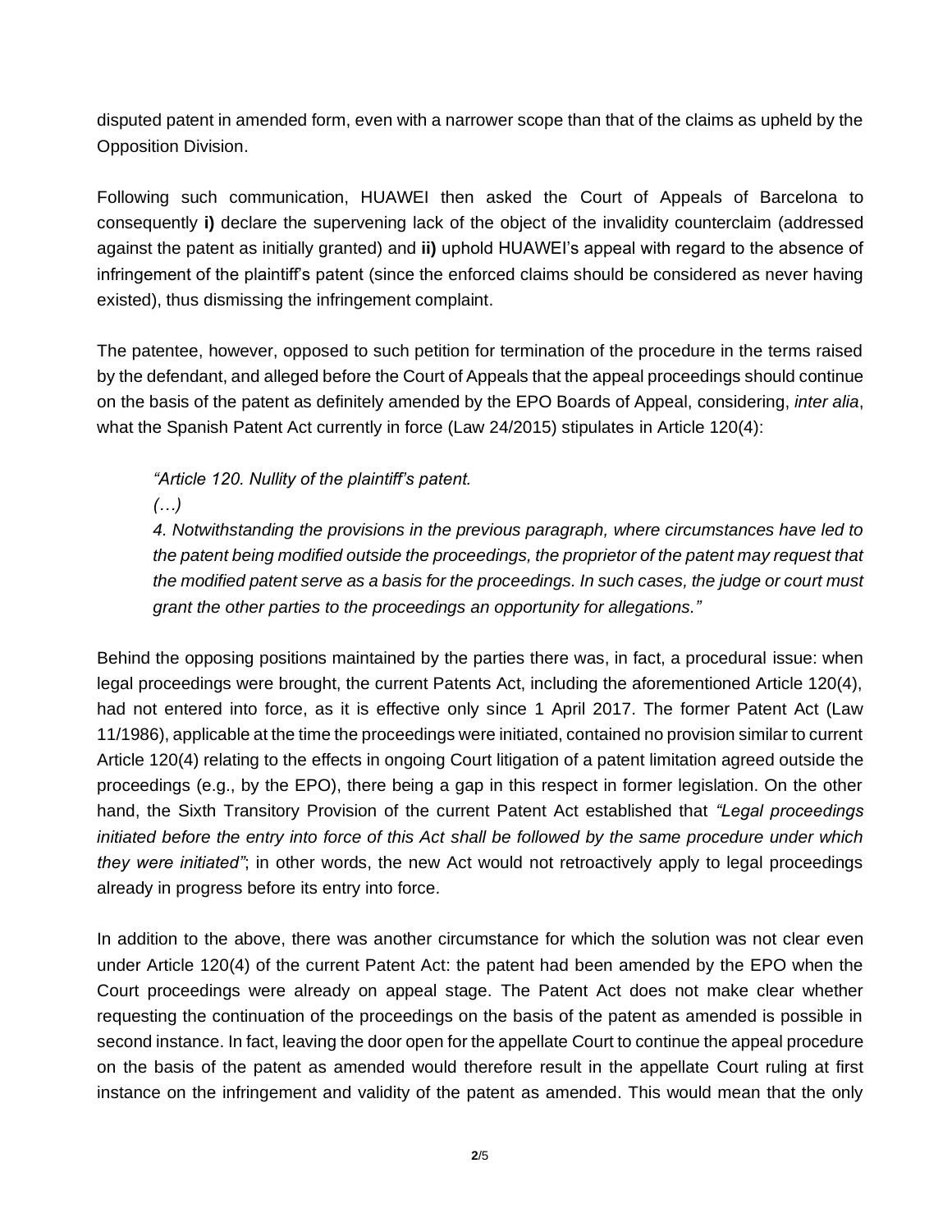disputed patent in amended form, even with a narrower scope than that of the claims as upheld by the Opposition Division.

Following such communication, HUAWEI then asked the Court of Appeals of Barcelona to consequently **i)** declare the supervening lack of the object of the invalidity counterclaim (addressed against the patent as initially granted) and **ii)** uphold HUAWEI's appeal with regard to the absence of infringement of the plaintiff's patent (since the enforced claims should be considered as never having existed), thus dismissing the infringement complaint.

The patentee, however, opposed to such petition for termination of the procedure in the terms raised by the defendant, and alleged before the Court of Appeals that the appeal proceedings should continue on the basis of the patent as definitely amended by the EPO Boards of Appeal, considering, *inter alia*, what the Spanish Patent Act currently in force (Law 24/2015) stipulates in Article 120(4):

> *"Article 120. Nullity of the plaintiff's patent.*
> *(…)*
> *4. Notwithstanding the provisions in the previous paragraph, where circumstances have led to the patent being modified outside the proceedings, the proprietor of the patent may request that the modified patent serve as a basis for the proceedings. In such cases, the judge or court must grant the other parties to the proceedings an opportunity for allegations."*

Behind the opposing positions maintained by the parties there was, in fact, a procedural issue: when legal proceedings were brought, the current Patents Act, including the aforementioned Article 120(4), had not entered into force, as it is effective only since 1 April 2017. The former Patent Act (Law 11/1986), applicable at the time the proceedings were initiated, contained no provision similar to current Article 120(4) relating to the effects in ongoing Court litigation of a patent limitation agreed outside the proceedings (e.g., by the EPO), there being a gap in this respect in former legislation. On the other hand, the Sixth Transitory Provision of the current Patent Act established that *"Legal proceedings initiated before the entry into force of this Act shall be followed by the same procedure under which they were initiated"*; in other words, the new Act would not retroactively apply to legal proceedings already in progress before its entry into force.

In addition to the above, there was another circumstance for which the solution was not clear even under Article 120(4) of the current Patent Act: the patent had been amended by the EPO when the Court proceedings were already on appeal stage. The Patent Act does not make clear whether requesting the continuation of the proceedings on the basis of the patent as amended is possible in second instance. In fact, leaving the door open for the appellate Court to continue the appeal procedure on the basis of the patent as amended would therefore result in the appellate Court ruling at first instance on the infringement and validity of the patent as amended. This would mean that the only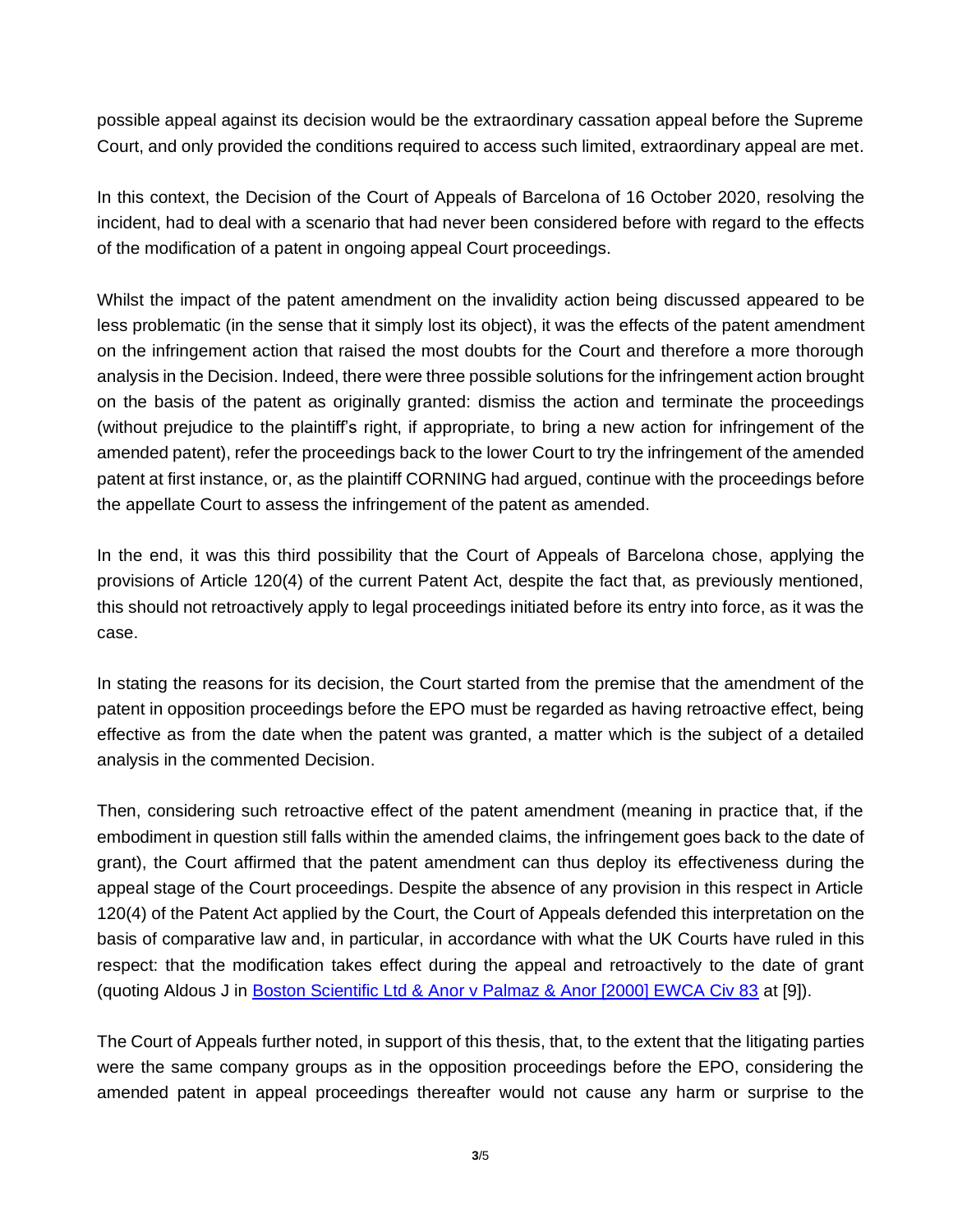possible appeal against its decision would be the extraordinary cassation appeal before the Supreme Court, and only provided the conditions required to access such limited, extraordinary appeal are met.

In this context, the Decision of the Court of Appeals of Barcelona of 16 October 2020, resolving the incident, had to deal with a scenario that had never been considered before with regard to the effects of the modification of a patent in ongoing appeal Court proceedings.

Whilst the impact of the patent amendment on the invalidity action being discussed appeared to be less problematic (in the sense that it simply lost its object), it was the effects of the patent amendment on the infringement action that raised the most doubts for the Court and therefore a more thorough analysis in the Decision. Indeed, there were three possible solutions for the infringement action brought on the basis of the patent as originally granted: dismiss the action and terminate the proceedings (without prejudice to the plaintiff's right, if appropriate, to bring a new action for infringement of the amended patent), refer the proceedings back to the lower Court to try the infringement of the amended patent at first instance, or, as the plaintiff CORNING had argued, continue with the proceedings before the appellate Court to assess the infringement of the patent as amended.

In the end, it was this third possibility that the Court of Appeals of Barcelona chose, applying the provisions of Article 120(4) of the current Patent Act, despite the fact that, as previously mentioned, this should not retroactively apply to legal proceedings initiated before its entry into force, as it was the case.

In stating the reasons for its decision, the Court started from the premise that the amendment of the patent in opposition proceedings before the EPO must be regarded as having retroactive effect, being effective as from the date when the patent was granted, a matter which is the subject of a detailed analysis in the commented Decision.

Then, considering such retroactive effect of the patent amendment (meaning in practice that, if the embodiment in question still falls within the amended claims, the infringement goes back to the date of grant), the Court affirmed that the patent amendment can thus deploy its effectiveness during the appeal stage of the Court proceedings. Despite the absence of any provision in this respect in Article 120(4) of the Patent Act applied by the Court, the Court of Appeals defended this interpretation on the basis of comparative law and, in particular, in accordance with what the UK Courts have ruled in this respect: that the modification takes effect during the appeal and retroactively to the date of grant (quoting Aldous J in Boston Scientific Ltd & Anor v Palmaz & Anor [2000] EWCA Civ 83 at [9]).

The Court of Appeals further noted, in support of this thesis, that, to the extent that the litigating parties were the same company groups as in the opposition proceedings before the EPO, considering the amended patent in appeal proceedings thereafter would not cause any harm or surprise to the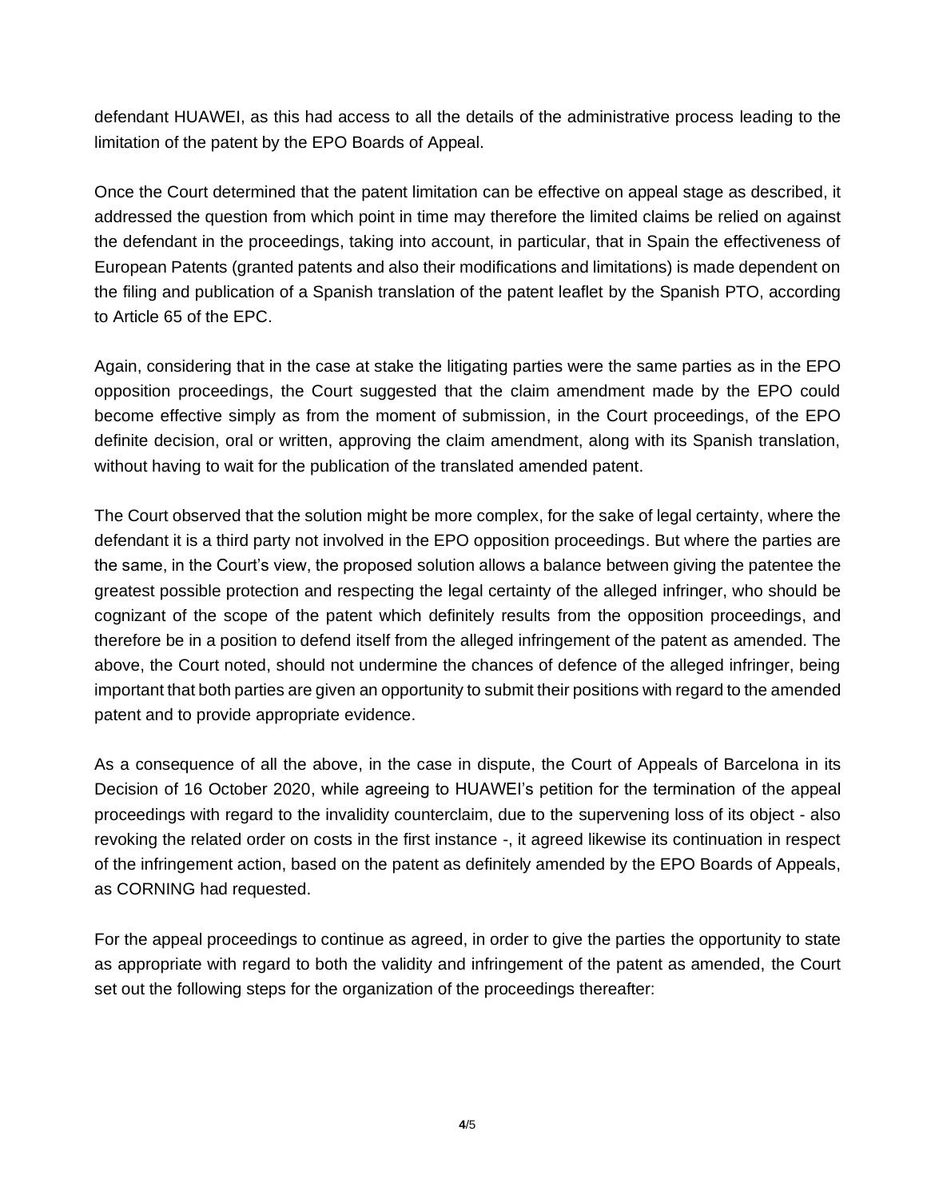defendant HUAWEI, as this had access to all the details of the administrative process leading to the limitation of the patent by the EPO Boards of Appeal.

Once the Court determined that the patent limitation can be effective on appeal stage as described, it addressed the question from which point in time may therefore the limited claims be relied on against the defendant in the proceedings, taking into account, in particular, that in Spain the effectiveness of European Patents (granted patents and also their modifications and limitations) is made dependent on the filing and publication of a Spanish translation of the patent leaflet by the Spanish PTO, according to Article 65 of the EPC.

Again, considering that in the case at stake the litigating parties were the same parties as in the EPO opposition proceedings, the Court suggested that the claim amendment made by the EPO could become effective simply as from the moment of submission, in the Court proceedings, of the EPO definite decision, oral or written, approving the claim amendment, along with its Spanish translation, without having to wait for the publication of the translated amended patent.

The Court observed that the solution might be more complex, for the sake of legal certainty, where the defendant it is a third party not involved in the EPO opposition proceedings. But where the parties are the same, in the Court's view, the proposed solution allows a balance between giving the patentee the greatest possible protection and respecting the legal certainty of the alleged infringer, who should be cognizant of the scope of the patent which definitely results from the opposition proceedings, and therefore be in a position to defend itself from the alleged infringement of the patent as amended. The above, the Court noted, should not undermine the chances of defence of the alleged infringer, being important that both parties are given an opportunity to submit their positions with regard to the amended patent and to provide appropriate evidence.

As a consequence of all the above, in the case in dispute, the Court of Appeals of Barcelona in its Decision of 16 October 2020, while agreeing to HUAWEI's petition for the termination of the appeal proceedings with regard to the invalidity counterclaim, due to the supervening loss of its object - also revoking the related order on costs in the first instance -, it agreed likewise its continuation in respect of the infringement action, based on the patent as definitely amended by the EPO Boards of Appeals, as CORNING had requested.

For the appeal proceedings to continue as agreed, in order to give the parties the opportunity to state as appropriate with regard to both the validity and infringement of the patent as amended, the Court set out the following steps for the organization of the proceedings thereafter: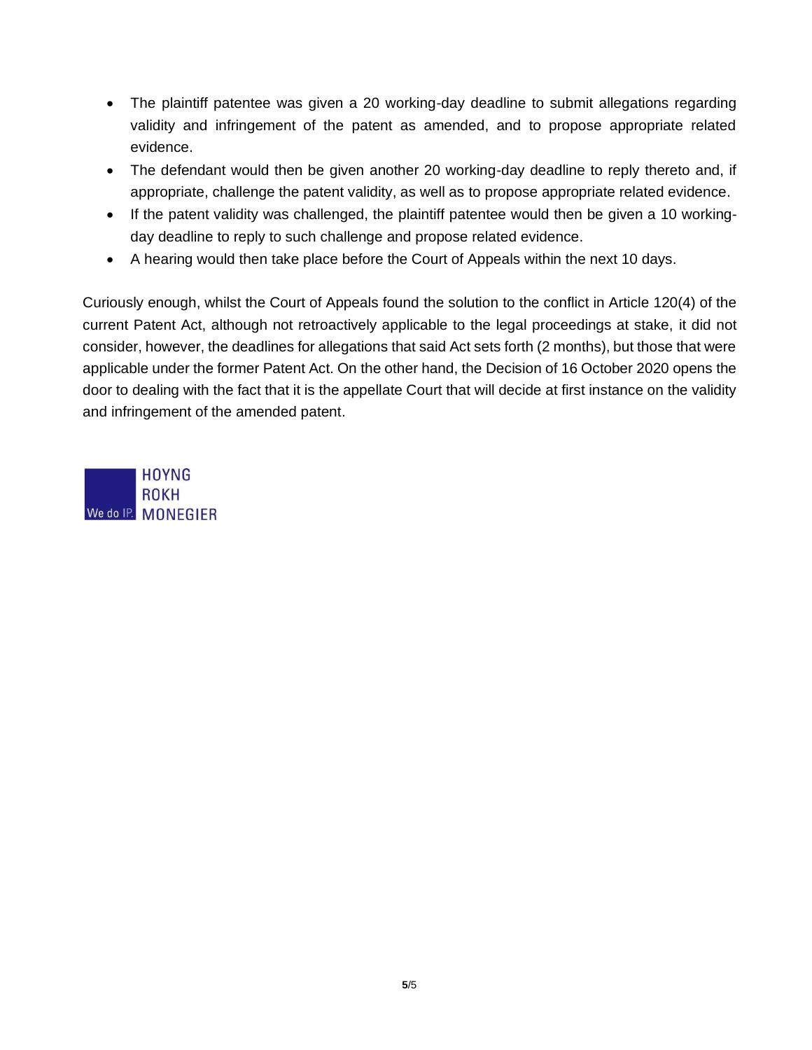- The plaintiff patentee was given a 20 working-day deadline to submit allegations regarding validity and infringement of the patent as amended, and to propose appropriate related evidence.
- The defendant would then be given another 20 working-day deadline to reply thereto and, if appropriate, challenge the patent validity, as well as to propose appropriate related evidence.
- If the patent validity was challenged, the plaintiff patentee would then be given a 10 working-day deadline to reply to such challenge and propose related evidence.
- A hearing would then take place before the Court of Appeals within the next 10 days.

Curiously enough, whilst the Court of Appeals found the solution to the conflict in Article 120(4) of the current Patent Act, although not retroactively applicable to the legal proceedings at stake, it did not consider, however, the deadlines for allegations that said Act sets forth (2 months), but those that were applicable under the former Patent Act. On the other hand, the Decision of 16 October 2020 opens the door to dealing with the fact that it is the appellate Court that will decide at first instance on the validity and infringement of the amended patent.

HOYNG ROKH MONEGIER

We do IP.